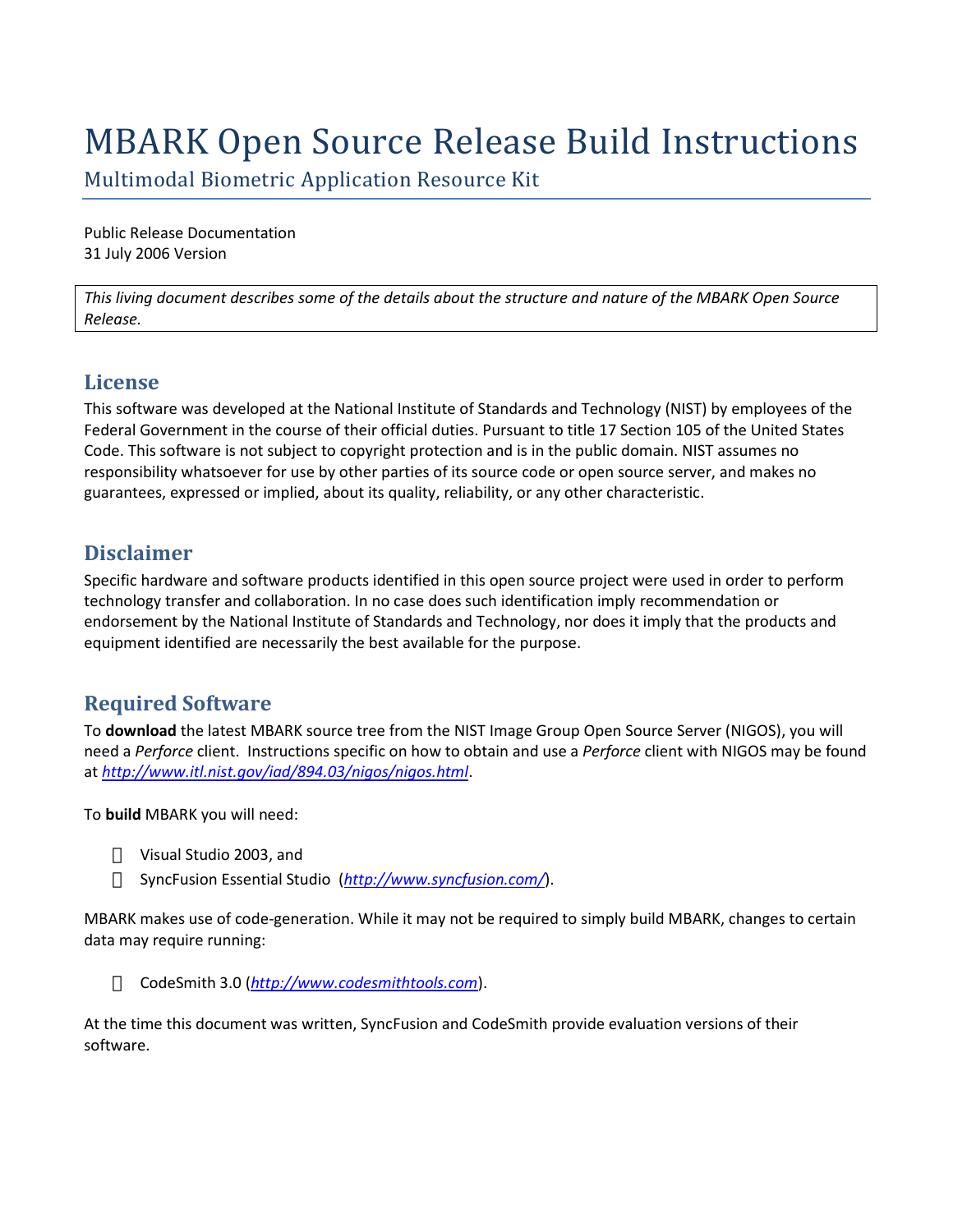# MBARK Open Source Release Build Instructions

Multimodal Biometric Application Resource Kit

Public Release Documentation
31 July 2006 Version

*This living document describes some of the details about the structure and nature of the MBARK Open Source Release.*

## License

This software was developed at the National Institute of Standards and Technology (NIST) by employees of the Federal Government in the course of their official duties. Pursuant to title 17 Section 105 of the United States Code. This software is not subject to copyright protection and is in the public domain. NIST assumes no responsibility whatsoever for use by other parties of its source code or open source server, and makes no guarantees, expressed or implied, about its quality, reliability, or any other characteristic.

## Disclaimer

Specific hardware and software products identified in this open source project were used in order to perform technology transfer and collaboration. In no case does such identification imply recommendation or endorsement by the National Institute of Standards and Technology, nor does it imply that the products and equipment identified are necessarily the best available for the purpose.

## Required Software

To **download** the latest MBARK source tree from the NIST Image Group Open Source Server (NIGOS), you will need a *Perforce* client. Instructions specific on how to obtain and use a *Perforce* client with NIGOS may be found at *http://www.itl.nist.gov/iad/894.03/nigos/nigos.html*.

To **build** MBARK you will need:

- Visual Studio 2003, and
- SyncFusion Essential Studio (*http://www.syncfusion.com/*).

MBARK makes use of code-generation. While it may not be required to simply build MBARK, changes to certain data may require running:

- CodeSmith 3.0 (*http://www.codesmithtools.com*).

At the time this document was written, SyncFusion and CodeSmith provide evaluation versions of their software.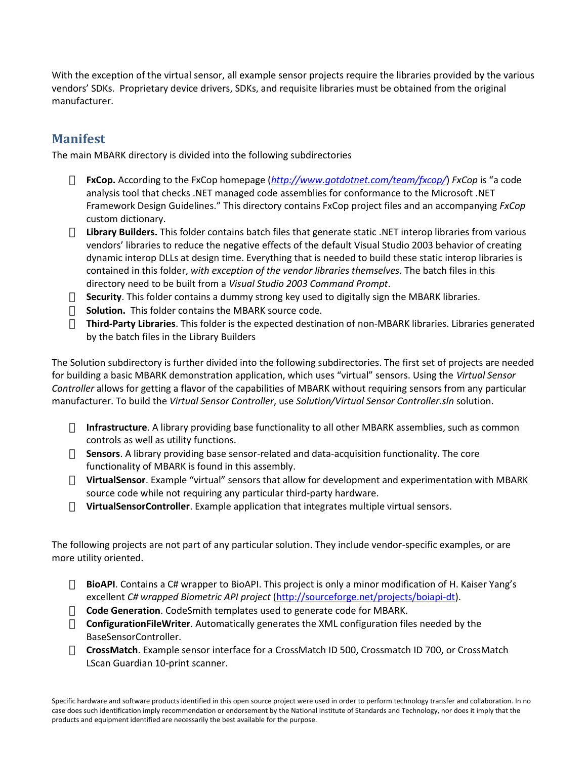With the exception of the virtual sensor, all example sensor projects require the libraries provided by the various vendors' SDKs. Proprietary device drivers, SDKs, and requisite libraries must be obtained from the original manufacturer.

## Manifest

The main MBARK directory is divided into the following subdirectories

- **FxCop.** According to the FxCop homepage (*[http://www.gotdotnet.com/team/fxcop/](http://www.gotdotnet.com/team/fxcop/)*) *FxCop* is "a code analysis tool that checks .NET managed code assemblies for conformance to the Microsoft .NET Framework Design Guidelines." This directory contains FxCop project files and an accompanying *FxCop* custom dictionary.
- **Library Builders.** This folder contains batch files that generate static .NET interop libraries from various vendors' libraries to reduce the negative effects of the default Visual Studio 2003 behavior of creating dynamic interop DLLs at design time. Everything that is needed to build these static interop libraries is contained in this folder, *with exception of the vendor libraries themselves*. The batch files in this directory need to be built from a *Visual Studio 2003 Command Prompt*.
- **Security**. This folder contains a dummy strong key used to digitally sign the MBARK libraries.
- **Solution.** This folder contains the MBARK source code.
- **Third-Party Libraries**. This folder is the expected destination of non-MBARK libraries. Libraries generated by the batch files in the Library Builders

The Solution subdirectory is further divided into the following subdirectories. The first set of projects are needed for building a basic MBARK demonstration application, which uses "virtual" sensors. Using the *Virtual Sensor Controller* allows for getting a flavor of the capabilities of MBARK without requiring sensors from any particular manufacturer. To build the *Virtual Sensor Controller*, use *Solution/Virtual Sensor Controller.sln* solution.

- **Infrastructure**. A library providing base functionality to all other MBARK assemblies, such as common controls as well as utility functions.
- **Sensors**. A library providing base sensor-related and data-acquisition functionality. The core functionality of MBARK is found in this assembly.
- **VirtualSensor**. Example "virtual" sensors that allow for development and experimentation with MBARK source code while not requiring any particular third-party hardware.
- **VirtualSensorController**. Example application that integrates multiple virtual sensors.

The following projects are not part of any particular solution. They include vendor-specific examples, or are more utility oriented.

- **BioAPI**. Contains a C# wrapper to BioAPI. This project is only a minor modification of H. Kaiser Yang's excellent *C# wrapped Biometric API project* ([http://sourceforge.net/projects/boiapi-dt](http://sourceforge.net/projects/boiapi-dt)).
- **Code Generation**. CodeSmith templates used to generate code for MBARK.
- **ConfigurationFileWriter**. Automatically generates the XML configuration files needed by the BaseSensorController.
- **CrossMatch**. Example sensor interface for a CrossMatch ID 500, Crossmatch ID 700, or CrossMatch LScan Guardian 10-print scanner.

Specific hardware and software products identified in this open source project were used in order to perform technology transfer and collaboration. In no case does such identification imply recommendation or endorsement by the National Institute of Standards and Technology, nor does it imply that the products and equipment identified are necessarily the best available for the purpose.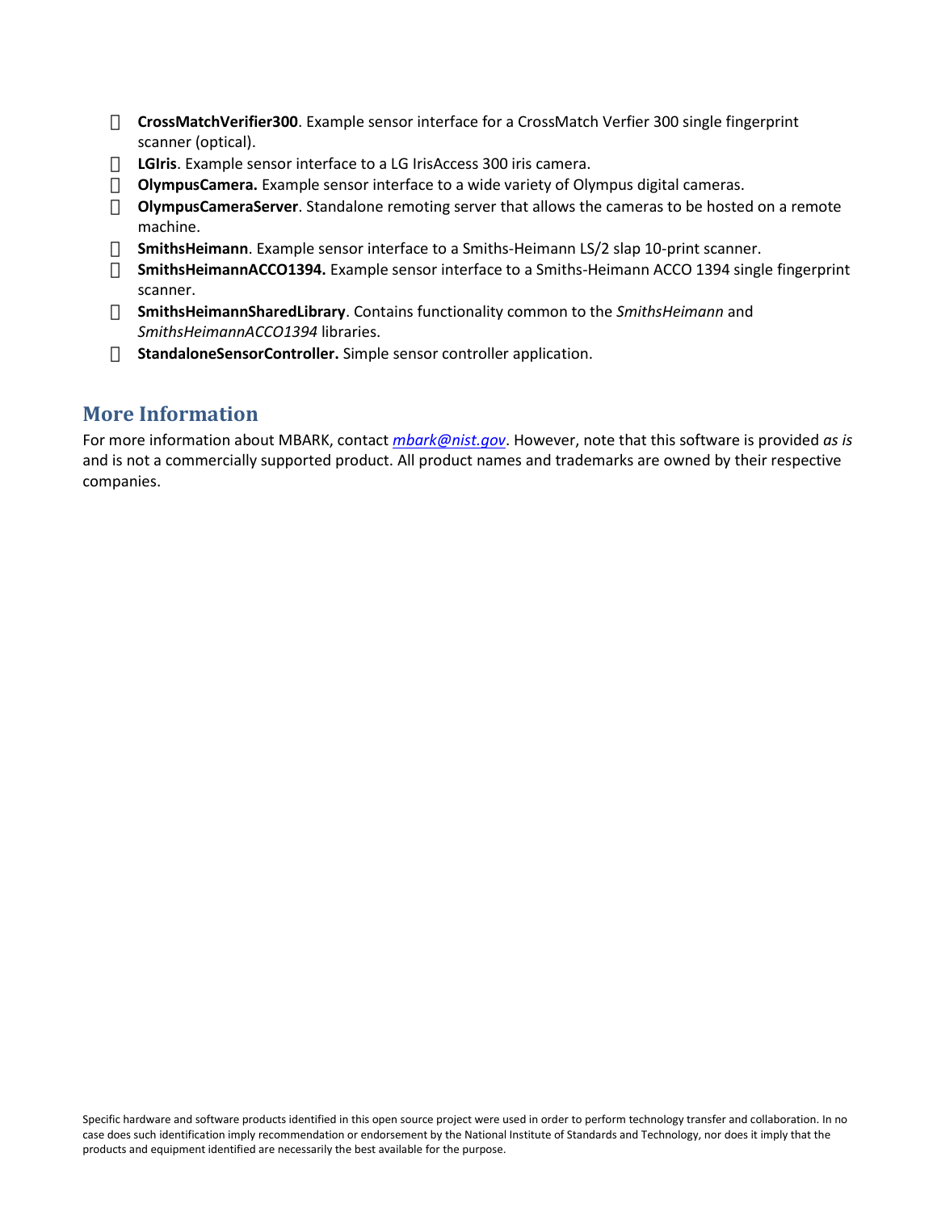- **CrossMatchVerifier300**. Example sensor interface for a CrossMatch Verfier 300 single fingerprint scanner (optical).
- **LGIris**. Example sensor interface to a LG IrisAccess 300 iris camera.
- **OlympusCamera.** Example sensor interface to a wide variety of Olympus digital cameras.
- **OlympusCameraServer**. Standalone remoting server that allows the cameras to be hosted on a remote machine.
- **SmithsHeimann**. Example sensor interface to a Smiths-Heimann LS/2 slap 10-print scanner.
- **SmithsHeimannACCO1394.** Example sensor interface to a Smiths-Heimann ACCO 1394 single fingerprint scanner.
- **SmithsHeimannSharedLibrary**. Contains functionality common to the *SmithsHeimann* and *SmithsHeimannACCO1394* libraries.
- **StandaloneSensorController.** Simple sensor controller application.

## More Information

For more information about MBARK, contact *mbark@nist.gov*. However, note that this software is provided *as is* and is not a commercially supported product. All product names and trademarks are owned by their respective companies.

Specific hardware and software products identified in this open source project were used in order to perform technology transfer and collaboration. In no case does such identification imply recommendation or endorsement by the National Institute of Standards and Technology, nor does it imply that the products and equipment identified are necessarily the best available for the purpose.